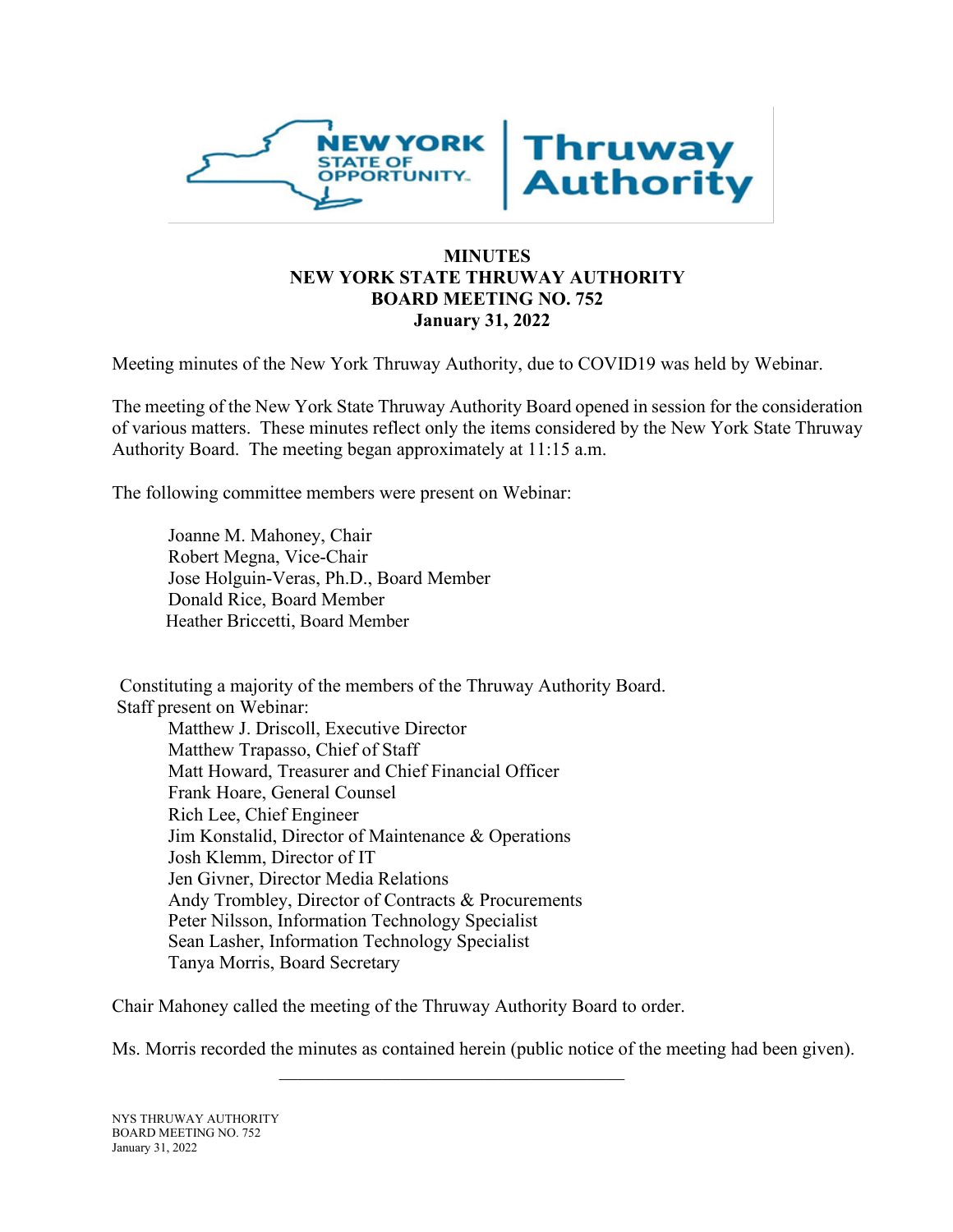# MINUTES
# NEW YORK STATE THRUWAY AUTHORITY
## BOARD MEETING NO. 752
## January 31, 2022

Meeting minutes of the New York Thruway Authority, due to COVID19 was held by Webinar.

The meeting of the New York State Thruway Authority Board opened in session for the consideration of various matters. These minutes reflect only the items considered by the New York State Thruway Authority Board. The meeting began approximately at 11:15 a.m.

The following committee members were present on Webinar:

- Joanne M. Mahoney, Chair
- Robert Megna, Vice-Chair
- Jose Holguin-Veras, Ph.D., Board Member
- Donald Rice, Board Member
- Heather Briccetti, Board Member

Constituting a majority of the members of the Thruway Authority Board.

Staff present on Webinar:

- Matthew J. Driscoll, Executive Director
- Matthew Trapasso, Chief of Staff
- Matt Howard, Treasurer and Chief Financial Officer
- Frank Hoare, General Counsel
- Rich Lee, Chief Engineer
- Jim Konstalid, Director of Maintenance & Operations
- Josh Klemm, Director of IT
- Jen Givner, Director Media Relations
- Andy Trombley, Director of Contracts & Procurements
- Peter Nilsson, Information Technology Specialist
- Sean Lasher, Information Technology Specialist
- Tanya Morris, Board Secretary

Chair Mahoney called the meeting of the Thruway Authority Board to order.

Ms. Morris recorded the minutes as contained herein (public notice of the meeting had been given).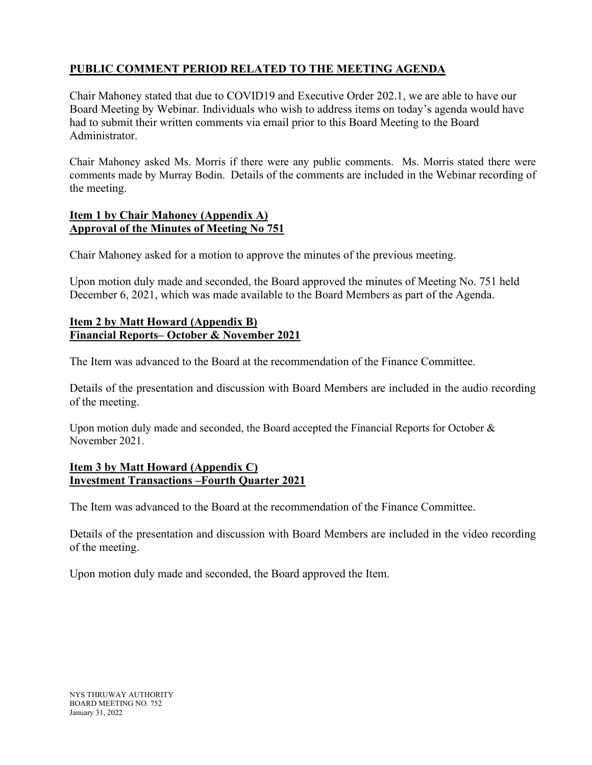**PUBLIC COMMENT PERIOD RELATED TO THE MEETING AGENDA**

Chair Mahoney stated that due to COVID19 and Executive Order 202.1, we are able to have our Board Meeting by Webinar. Individuals who wish to address items on today's agenda would have had to submit their written comments via email prior to this Board Meeting to the Board Administrator.

Chair Mahoney asked Ms. Morris if there were any public comments. Ms. Morris stated there were comments made by Murray Bodin. Details of the comments are included in the Webinar recording of the meeting.

**Item 1 by Chair Mahoney (Appendix A)**
**Approval of the Minutes of Meeting No 751**

Chair Mahoney asked for a motion to approve the minutes of the previous meeting.

Upon motion duly made and seconded, the Board approved the minutes of Meeting No. 751 held December 6, 2021, which was made available to the Board Members as part of the Agenda.

**Item 2 by Matt Howard (Appendix B)**
**Financial Reports– October & November 2021**

The Item was advanced to the Board at the recommendation of the Finance Committee.

Details of the presentation and discussion with Board Members are included in the audio recording of the meeting.

Upon motion duly made and seconded, the Board accepted the Financial Reports for October & November 2021.

**Item 3 by Matt Howard (Appendix C)**
**Investment Transactions –Fourth Quarter 2021**

The Item was advanced to the Board at the recommendation of the Finance Committee.

Details of the presentation and discussion with Board Members are included in the video recording of the meeting.

Upon motion duly made and seconded, the Board approved the Item.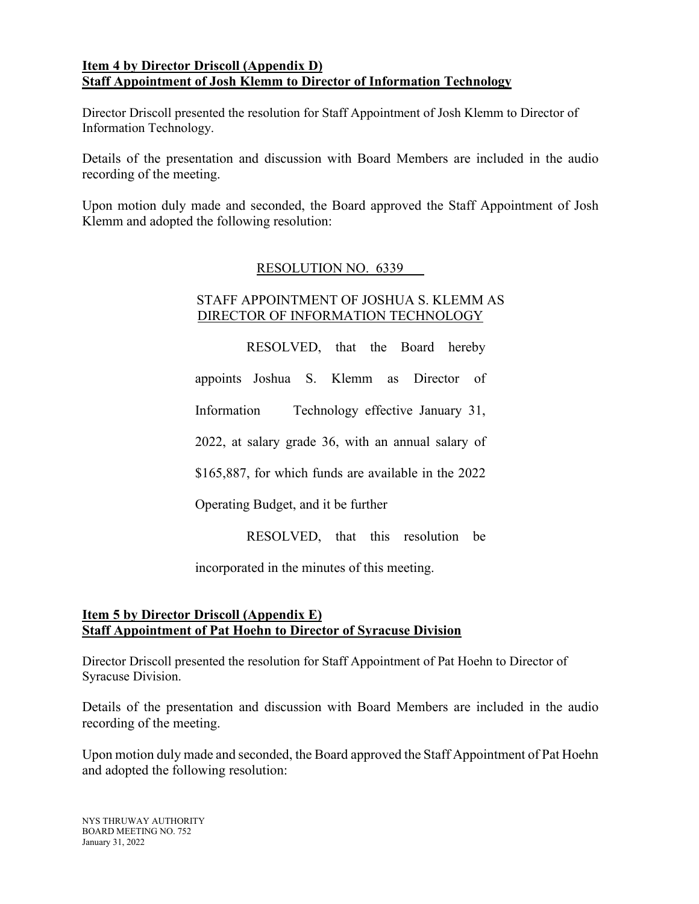**Item 4 by Director Driscoll (Appendix D)**
**Staff Appointment of Josh Klemm to Director of Information Technology**

Director Driscoll presented the resolution for Staff Appointment of Josh Klemm to Director of Information Technology.

Details of the presentation and discussion with Board Members are included in the audio recording of the meeting.

Upon motion duly made and seconded, the Board approved the Staff Appointment of Josh Klemm and adopted the following resolution:

RESOLUTION NO. 6339

STAFF APPOINTMENT OF JOSHUA S. KLEMM AS DIRECTOR OF INFORMATION TECHNOLOGY

RESOLVED, that the Board hereby appoints Joshua S. Klemm as Director of Information Technology effective January 31, 2022, at salary grade 36, with an annual salary of $165,887, for which funds are available in the 2022 Operating Budget, and it be further

RESOLVED, that this resolution be incorporated in the minutes of this meeting.

**Item 5 by Director Driscoll (Appendix E)**
**Staff Appointment of Pat Hoehn to Director of Syracuse Division**

Director Driscoll presented the resolution for Staff Appointment of Pat Hoehn to Director of Syracuse Division.

Details of the presentation and discussion with Board Members are included in the audio recording of the meeting.

Upon motion duly made and seconded, the Board approved the Staff Appointment of Pat Hoehn and adopted the following resolution: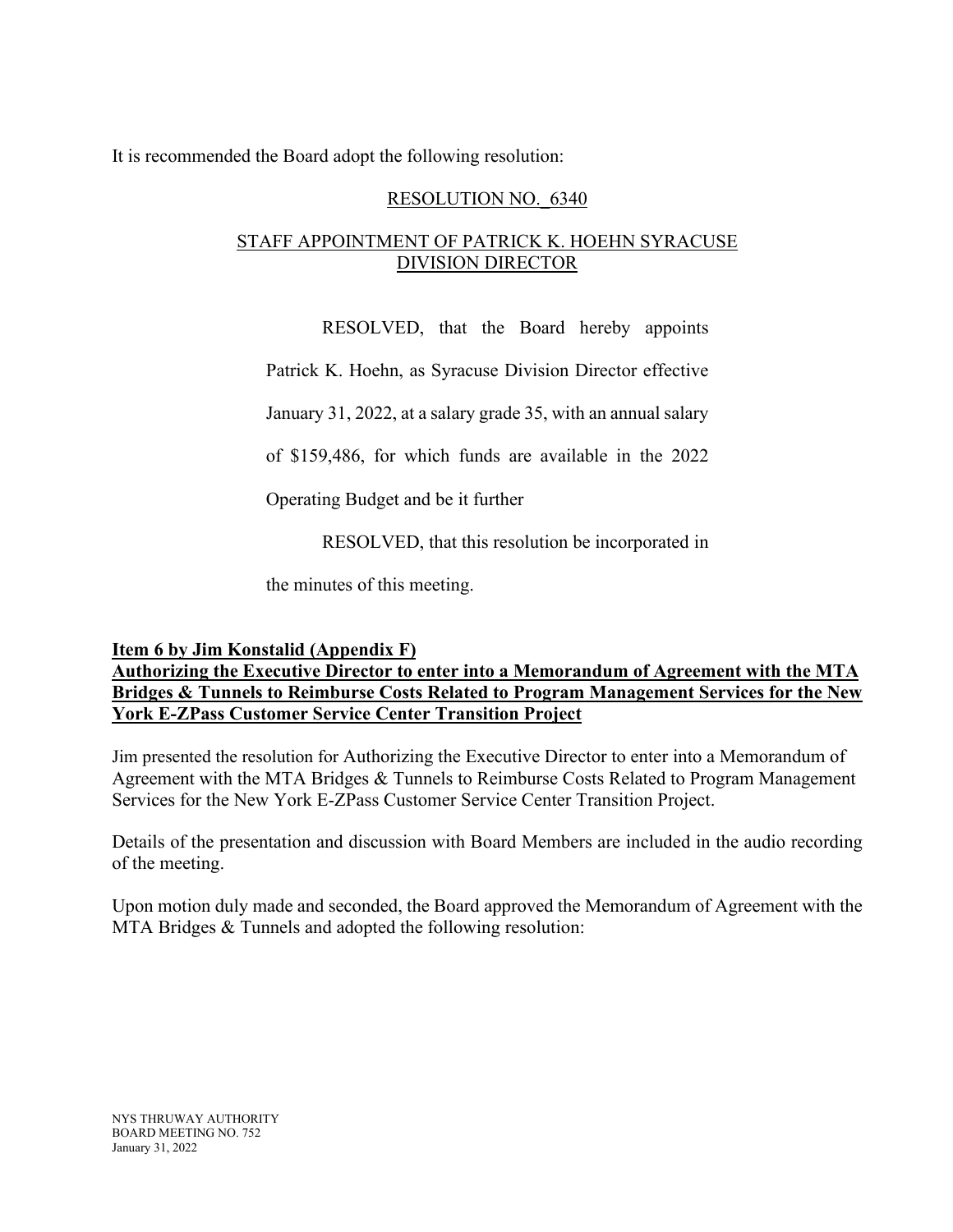It is recommended the Board adopt the following resolution:

RESOLUTION NO._6340

STAFF APPOINTMENT OF PATRICK K. HOEHN SYRACUSE DIVISION DIRECTOR

RESOLVED, that the Board hereby appoints Patrick K. Hoehn, as Syracuse Division Director effective January 31, 2022, at a salary grade 35, with an annual salary of $159,486, for which funds are available in the 2022 Operating Budget and be it further

RESOLVED, that this resolution be incorporated in the minutes of this meeting.

**Item 6 by Jim Konstalid (Appendix F)**
**Authorizing the Executive Director to enter into a Memorandum of Agreement with the MTA Bridges & Tunnels to Reimburse Costs Related to Program Management Services for the New York E-ZPass Customer Service Center Transition Project**

Jim presented the resolution for Authorizing the Executive Director to enter into a Memorandum of Agreement with the MTA Bridges & Tunnels to Reimburse Costs Related to Program Management Services for the New York E-ZPass Customer Service Center Transition Project.

Details of the presentation and discussion with Board Members are included in the audio recording of the meeting.

Upon motion duly made and seconded, the Board approved the Memorandum of Agreement with the MTA Bridges & Tunnels and adopted the following resolution: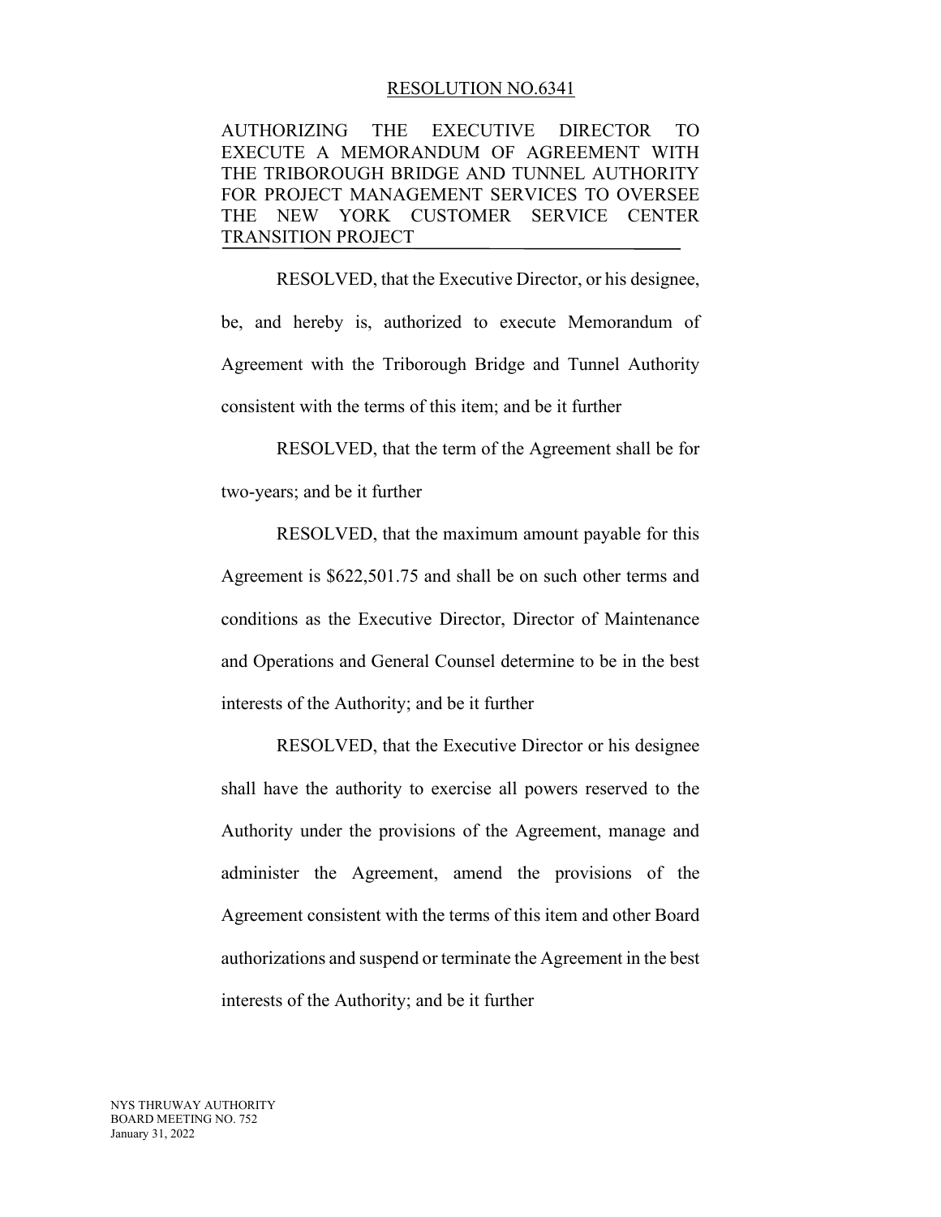RESOLUTION NO.6341

AUTHORIZING THE EXECUTIVE DIRECTOR TO EXECUTE A MEMORANDUM OF AGREEMENT WITH THE TRIBOROUGH BRIDGE AND TUNNEL AUTHORITY FOR PROJECT MANAGEMENT SERVICES TO OVERSEE THE NEW YORK CUSTOMER SERVICE CENTER TRANSITION PROJECT

RESOLVED, that the Executive Director, or his designee, be, and hereby is, authorized to execute Memorandum of Agreement with the Triborough Bridge and Tunnel Authority consistent with the terms of this item; and be it further

RESOLVED, that the term of the Agreement shall be for two-years; and be it further

RESOLVED, that the maximum amount payable for this Agreement is $622,501.75 and shall be on such other terms and conditions as the Executive Director, Director of Maintenance and Operations and General Counsel determine to be in the best interests of the Authority; and be it further

RESOLVED, that the Executive Director or his designee shall have the authority to exercise all powers reserved to the Authority under the provisions of the Agreement, manage and administer the Agreement, amend the provisions of the Agreement consistent with the terms of this item and other Board authorizations and suspend or terminate the Agreement in the best interests of the Authority; and be it further

NYS THRUWAY AUTHORITY
BOARD MEETING NO. 752
January 31, 2022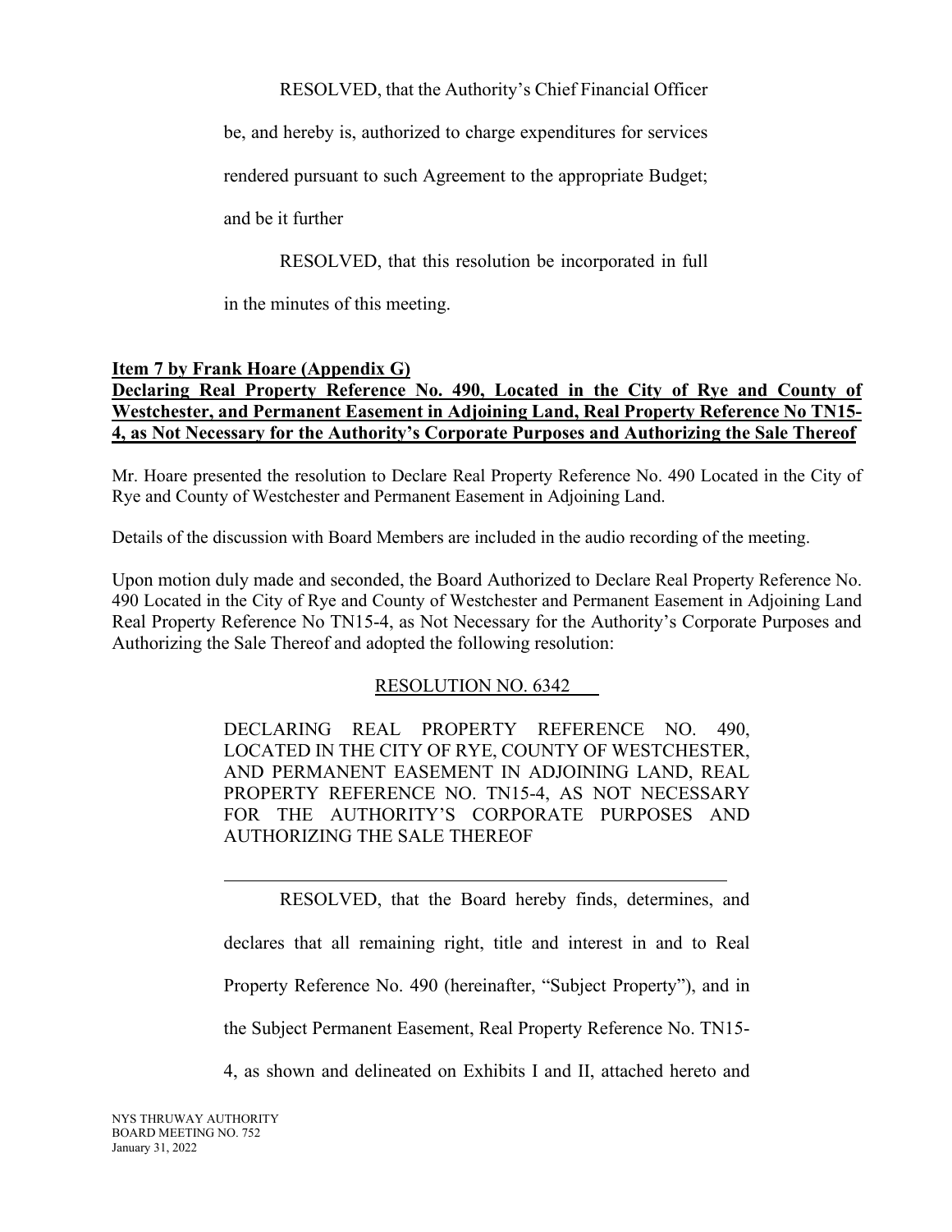RESOLVED, that the Authority's Chief Financial Officer be, and hereby is, authorized to charge expenditures for services rendered pursuant to such Agreement to the appropriate Budget; and be it further

RESOLVED, that this resolution be incorporated in full in the minutes of this meeting.

**Item 7 by Frank Hoare (Appendix G)**
**Declaring Real Property Reference No. 490, Located in the City of Rye and County of Westchester, and Permanent Easement in Adjoining Land, Real Property Reference No TN15-4, as Not Necessary for the Authority's Corporate Purposes and Authorizing the Sale Thereof**

Mr. Hoare presented the resolution to Declare Real Property Reference No. 490 Located in the City of Rye and County of Westchester and Permanent Easement in Adjoining Land.

Details of the discussion with Board Members are included in the audio recording of the meeting.

Upon motion duly made and seconded, the Board Authorized to Declare Real Property Reference No. 490 Located in the City of Rye and County of Westchester and Permanent Easement in Adjoining Land Real Property Reference No TN15-4, as Not Necessary for the Authority's Corporate Purposes and Authorizing the Sale Thereof and adopted the following resolution:

RESOLUTION NO. 6342

DECLARING REAL PROPERTY REFERENCE NO. 490, LOCATED IN THE CITY OF RYE, COUNTY OF WESTCHESTER, AND PERMANENT EASEMENT IN ADJOINING LAND, REAL PROPERTY REFERENCE NO. TN15-4, AS NOT NECESSARY FOR THE AUTHORITY'S CORPORATE PURPOSES AND AUTHORIZING THE SALE THEREOF

---

RESOLVED, that the Board hereby finds, determines, and declares that all remaining right, title and interest in and to Real Property Reference No. 490 (hereinafter, "Subject Property"), and in the Subject Permanent Easement, Real Property Reference No. TN15-4, as shown and delineated on Exhibits I and II, attached hereto and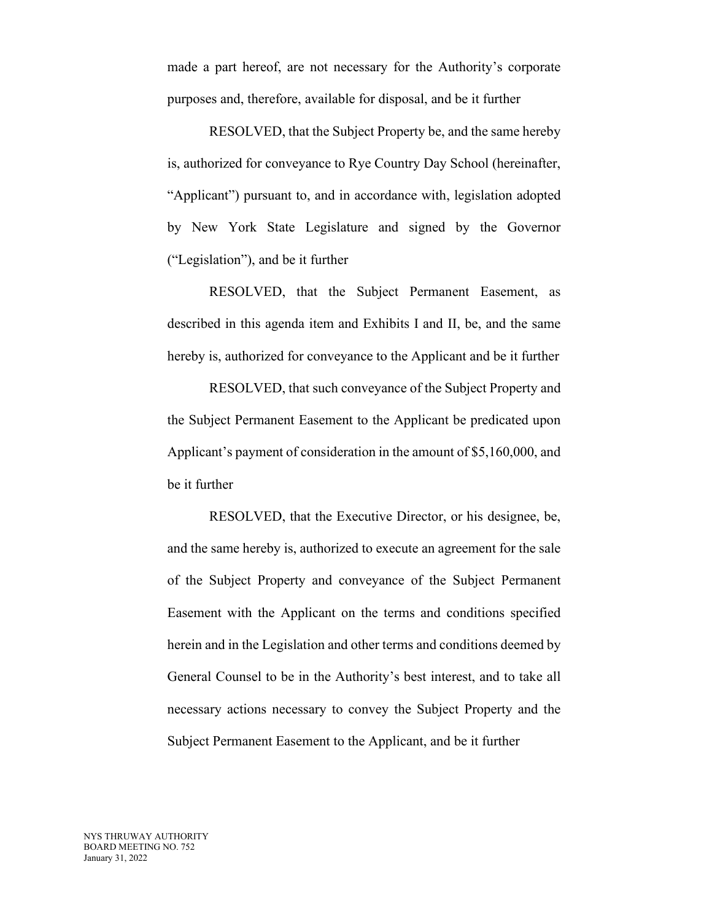made a part hereof, are not necessary for the Authority's corporate purposes and, therefore, available for disposal, and be it further

RESOLVED, that the Subject Property be, and the same hereby is, authorized for conveyance to Rye Country Day School (hereinafter, "Applicant") pursuant to, and in accordance with, legislation adopted by New York State Legislature and signed by the Governor ("Legislation"), and be it further

RESOLVED, that the Subject Permanent Easement, as described in this agenda item and Exhibits I and II, be, and the same hereby is, authorized for conveyance to the Applicant and be it further

RESOLVED, that such conveyance of the Subject Property and the Subject Permanent Easement to the Applicant be predicated upon Applicant's payment of consideration in the amount of $5,160,000, and be it further

RESOLVED, that the Executive Director, or his designee, be, and the same hereby is, authorized to execute an agreement for the sale of the Subject Property and conveyance of the Subject Permanent Easement with the Applicant on the terms and conditions specified herein and in the Legislation and other terms and conditions deemed by General Counsel to be in the Authority's best interest, and to take all necessary actions necessary to convey the Subject Property and the Subject Permanent Easement to the Applicant, and be it further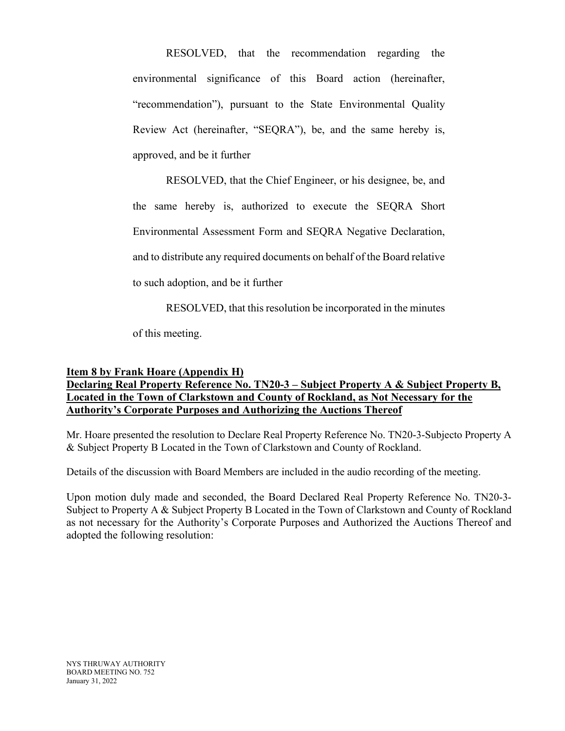RESOLVED, that the recommendation regarding the environmental significance of this Board action (hereinafter, "recommendation"), pursuant to the State Environmental Quality Review Act (hereinafter, "SEQRA"), be, and the same hereby is, approved, and be it further

RESOLVED, that the Chief Engineer, or his designee, be, and the same hereby is, authorized to execute the SEQRA Short Environmental Assessment Form and SEQRA Negative Declaration, and to distribute any required documents on behalf of the Board relative to such adoption, and be it further

RESOLVED, that this resolution be incorporated in the minutes of this meeting.

**Item 8 by Frank Hoare (Appendix H)**
**Declaring Real Property Reference No. TN20-3 – Subject Property A & Subject Property B, Located in the Town of Clarkstown and County of Rockland, as Not Necessary for the Authority's Corporate Purposes and Authorizing the Auctions Thereof**

Mr. Hoare presented the resolution to Declare Real Property Reference No. TN20-3-Subjecto Property A & Subject Property B Located in the Town of Clarkstown and County of Rockland.

Details of the discussion with Board Members are included in the audio recording of the meeting.

Upon motion duly made and seconded, the Board Declared Real Property Reference No. TN20-3-Subject to Property A & Subject Property B Located in the Town of Clarkstown and County of Rockland as not necessary for the Authority's Corporate Purposes and Authorized the Auctions Thereof and adopted the following resolution: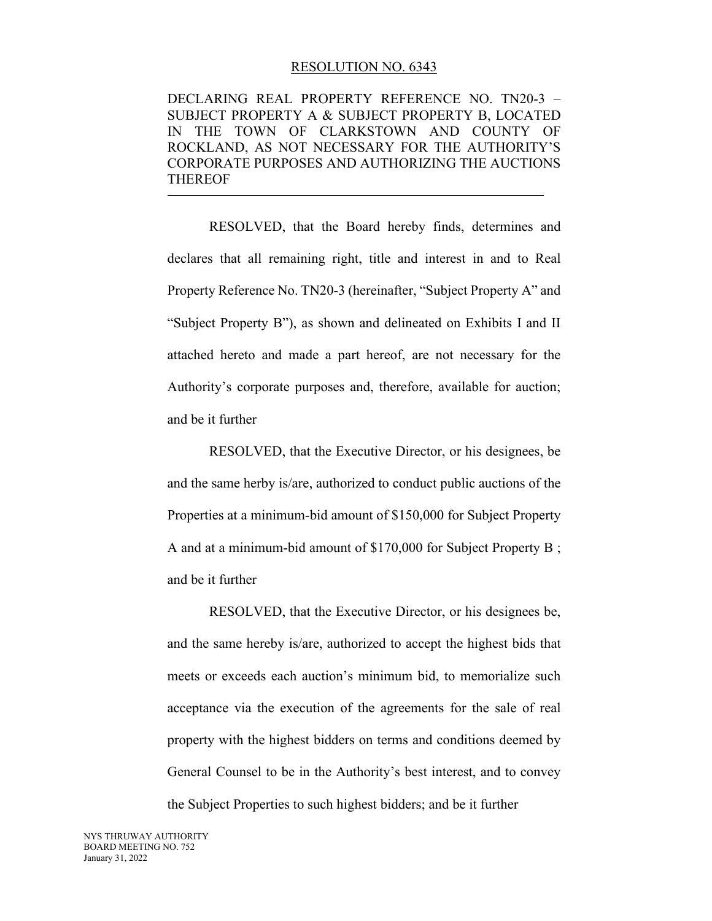RESOLUTION NO. 6343

DECLARING REAL PROPERTY REFERENCE NO. TN20-3 – SUBJECT PROPERTY A & SUBJECT PROPERTY B, LOCATED IN THE TOWN OF CLARKSTOWN AND COUNTY OF ROCKLAND, AS NOT NECESSARY FOR THE AUTHORITY'S CORPORATE PURPOSES AND AUTHORIZING THE AUCTIONS THEREOF

---

RESOLVED, that the Board hereby finds, determines and declares that all remaining right, title and interest in and to Real Property Reference No. TN20-3 (hereinafter, "Subject Property A" and "Subject Property B"), as shown and delineated on Exhibits I and II attached hereto and made a part hereof, are not necessary for the Authority's corporate purposes and, therefore, available for auction; and be it further

RESOLVED, that the Executive Director, or his designees, be and the same herby is/are, authorized to conduct public auctions of the Properties at a minimum-bid amount of $150,000 for Subject Property A and at a minimum-bid amount of $170,000 for Subject Property B ; and be it further

RESOLVED, that the Executive Director, or his designees be, and the same hereby is/are, authorized to accept the highest bids that meets or exceeds each auction's minimum bid, to memorialize such acceptance via the execution of the agreements for the sale of real property with the highest bidders on terms and conditions deemed by General Counsel to be in the Authority's best interest, and to convey the Subject Properties to such highest bidders; and be it further

NYS THRUWAY AUTHORITY
BOARD MEETING NO. 752
January 31, 2022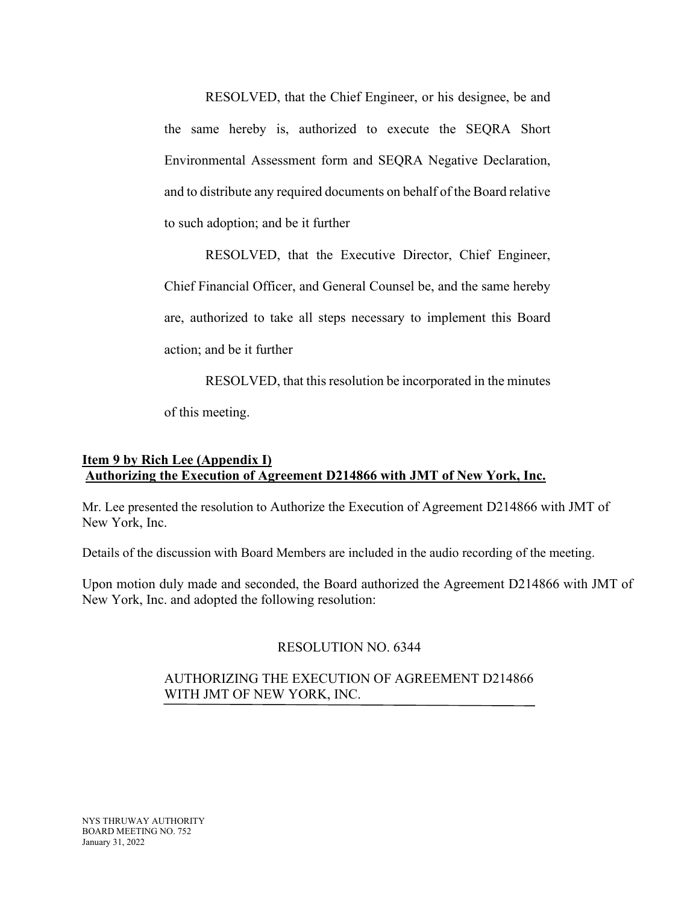RESOLVED, that the Chief Engineer, or his designee, be and the same hereby is, authorized to execute the SEQRA Short Environmental Assessment form and SEQRA Negative Declaration, and to distribute any required documents on behalf of the Board relative to such adoption; and be it further

RESOLVED, that the Executive Director, Chief Engineer, Chief Financial Officer, and General Counsel be, and the same hereby are, authorized to take all steps necessary to implement this Board action; and be it further

RESOLVED, that this resolution be incorporated in the minutes of this meeting.

**Item 9 by Rich Lee (Appendix I)**
**Authorizing the Execution of Agreement D214866 with JMT of New York, Inc.**

Mr. Lee presented the resolution to Authorize the Execution of Agreement D214866 with JMT of New York, Inc.

Details of the discussion with Board Members are included in the audio recording of the meeting.

Upon motion duly made and seconded, the Board authorized the Agreement D214866 with JMT of New York, Inc. and adopted the following resolution:

RESOLUTION NO. 6344

AUTHORIZING THE EXECUTION OF AGREEMENT D214866 WITH JMT OF NEW YORK, INC.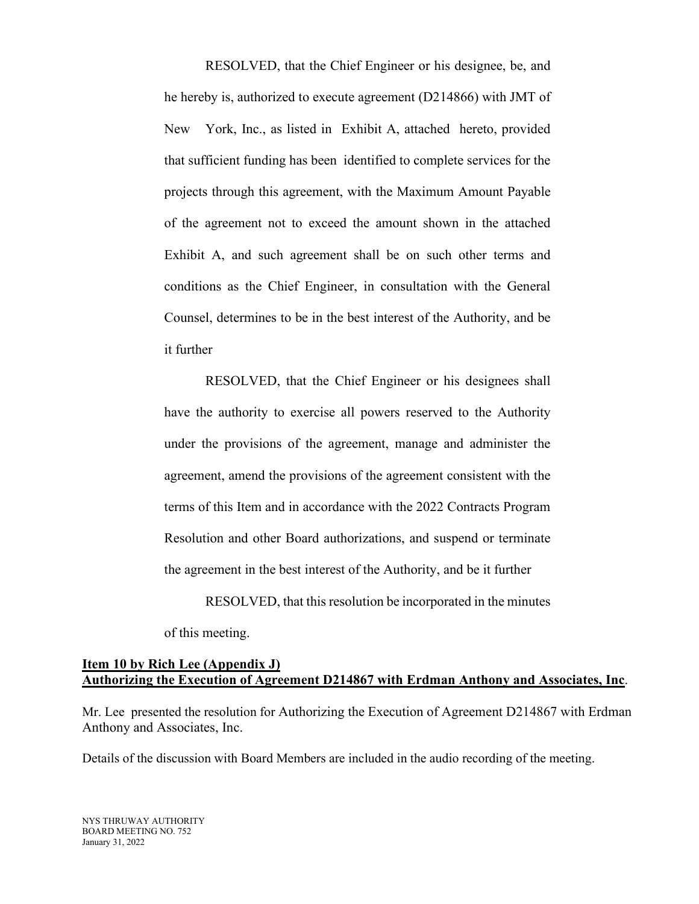RESOLVED, that the Chief Engineer or his designee, be, and he hereby is, authorized to execute agreement (D214866) with JMT of New York, Inc., as listed in Exhibit A, attached hereto, provided that sufficient funding has been identified to complete services for the projects through this agreement, with the Maximum Amount Payable of the agreement not to exceed the amount shown in the attached Exhibit A, and such agreement shall be on such other terms and conditions as the Chief Engineer, in consultation with the General Counsel, determines to be in the best interest of the Authority, and be it further

RESOLVED, that the Chief Engineer or his designees shall have the authority to exercise all powers reserved to the Authority under the provisions of the agreement, manage and administer the agreement, amend the provisions of the agreement consistent with the terms of this Item and in accordance with the 2022 Contracts Program Resolution and other Board authorizations, and suspend or terminate the agreement in the best interest of the Authority, and be it further

RESOLVED, that this resolution be incorporated in the minutes of this meeting.

**Item 10 by Rich Lee (Appendix J)**
**Authorizing the Execution of Agreement D214867 with Erdman Anthony and Associates, Inc**.

Mr. Lee presented the resolution for Authorizing the Execution of Agreement D214867 with Erdman Anthony and Associates, Inc.

Details of the discussion with Board Members are included in the audio recording of the meeting.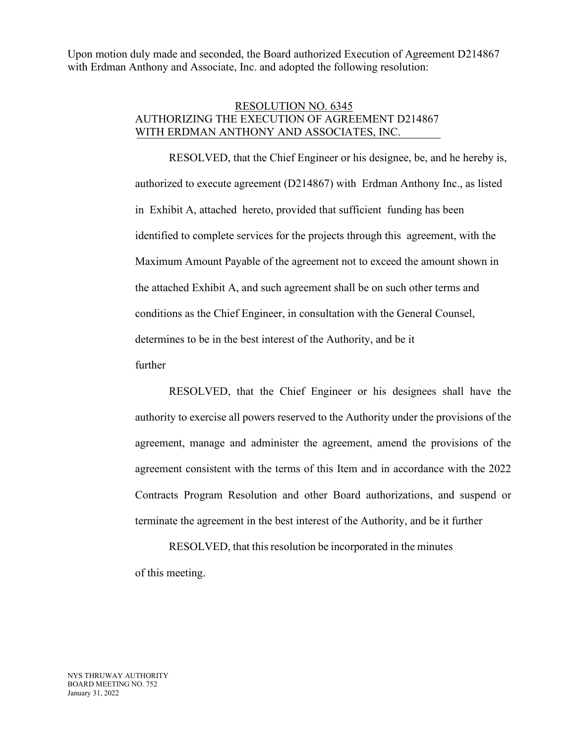Upon motion duly made and seconded, the Board authorized Execution of Agreement D214867 with Erdman Anthony and Associate, Inc. and adopted the following resolution:

<u>RESOLUTION NO. 6345</u>
<u>AUTHORIZING THE EXECUTION OF AGREEMENT D214867</u>
<u>WITH ERDMAN ANTHONY AND ASSOCIATES, INC.</u>

RESOLVED, that the Chief Engineer or his designee, be, and he hereby is, authorized to execute agreement (D214867) with Erdman Anthony Inc., as listed in Exhibit A, attached hereto, provided that sufficient funding has been identified to complete services for the projects through this agreement, with the Maximum Amount Payable of the agreement not to exceed the amount shown in the attached Exhibit A, and such agreement shall be on such other terms and conditions as the Chief Engineer, in consultation with the General Counsel, determines to be in the best interest of the Authority, and be it further

RESOLVED, that the Chief Engineer or his designees shall have the authority to exercise all powers reserved to the Authority under the provisions of the agreement, manage and administer the agreement, amend the provisions of the agreement consistent with the terms of this Item and in accordance with the 2022 Contracts Program Resolution and other Board authorizations, and suspend or terminate the agreement in the best interest of the Authority, and be it further

RESOLVED, that this resolution be incorporated in the minutes of this meeting.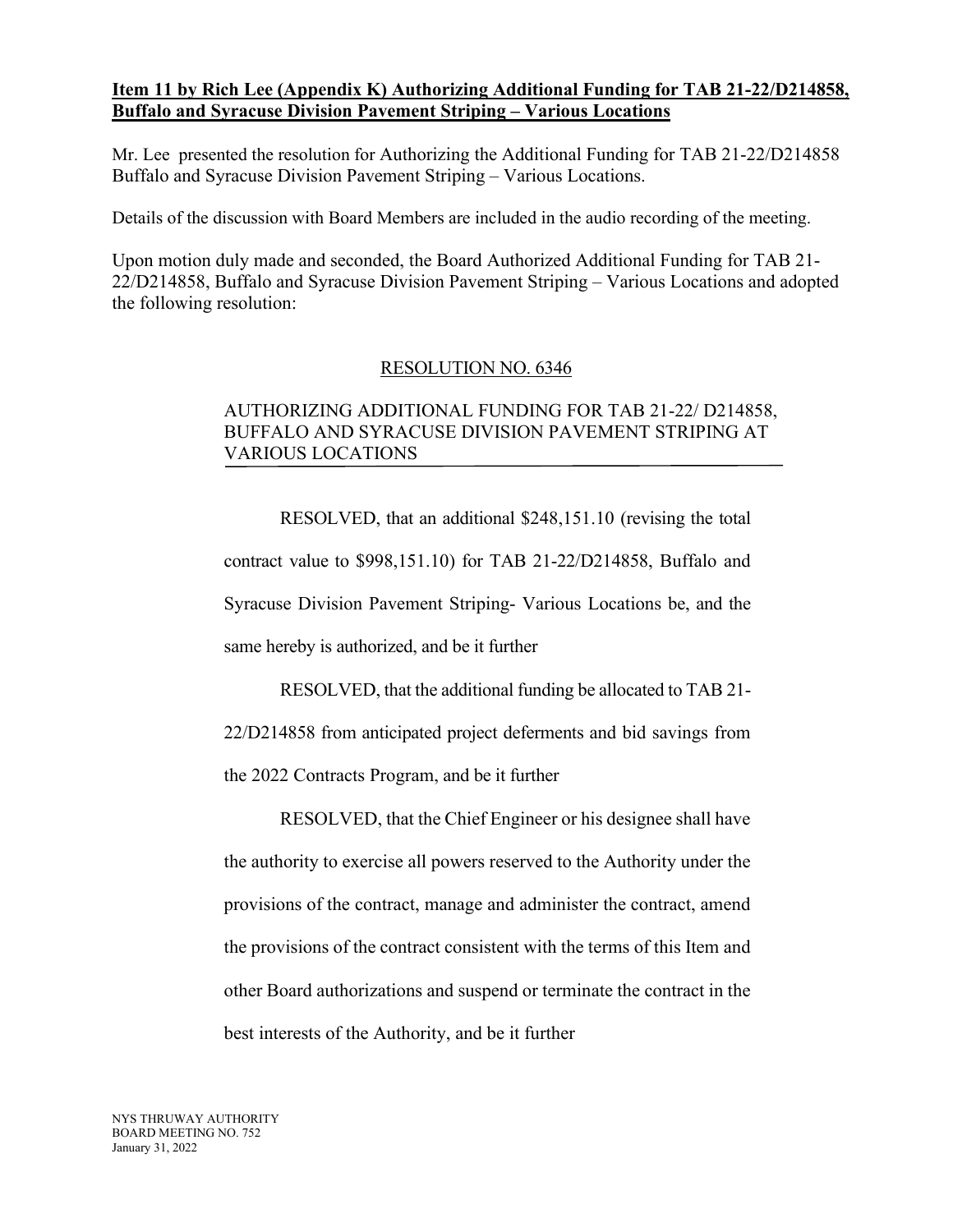**Item 11 by Rich Lee (Appendix K) Authorizing Additional Funding for TAB 21-22/D214858, Buffalo and Syracuse Division Pavement Striping – Various Locations**

Mr. Lee presented the resolution for Authorizing the Additional Funding for TAB 21-22/D214858 Buffalo and Syracuse Division Pavement Striping – Various Locations.

Details of the discussion with Board Members are included in the audio recording of the meeting.

Upon motion duly made and seconded, the Board Authorized Additional Funding for TAB 21-22/D214858, Buffalo and Syracuse Division Pavement Striping – Various Locations and adopted the following resolution:

RESOLUTION NO. 6346

AUTHORIZING ADDITIONAL FUNDING FOR TAB 21-22/ D214858, BUFFALO AND SYRACUSE DIVISION PAVEMENT STRIPING AT VARIOUS LOCATIONS

RESOLVED, that an additional $248,151.10 (revising the total contract value to $998,151.10) for TAB 21-22/D214858, Buffalo and Syracuse Division Pavement Striping- Various Locations be, and the same hereby is authorized, and be it further

RESOLVED, that the additional funding be allocated to TAB 21-22/D214858 from anticipated project deferments and bid savings from the 2022 Contracts Program, and be it further

RESOLVED, that the Chief Engineer or his designee shall have the authority to exercise all powers reserved to the Authority under the provisions of the contract, manage and administer the contract, amend the provisions of the contract consistent with the terms of this Item and other Board authorizations and suspend or terminate the contract in the best interests of the Authority, and be it further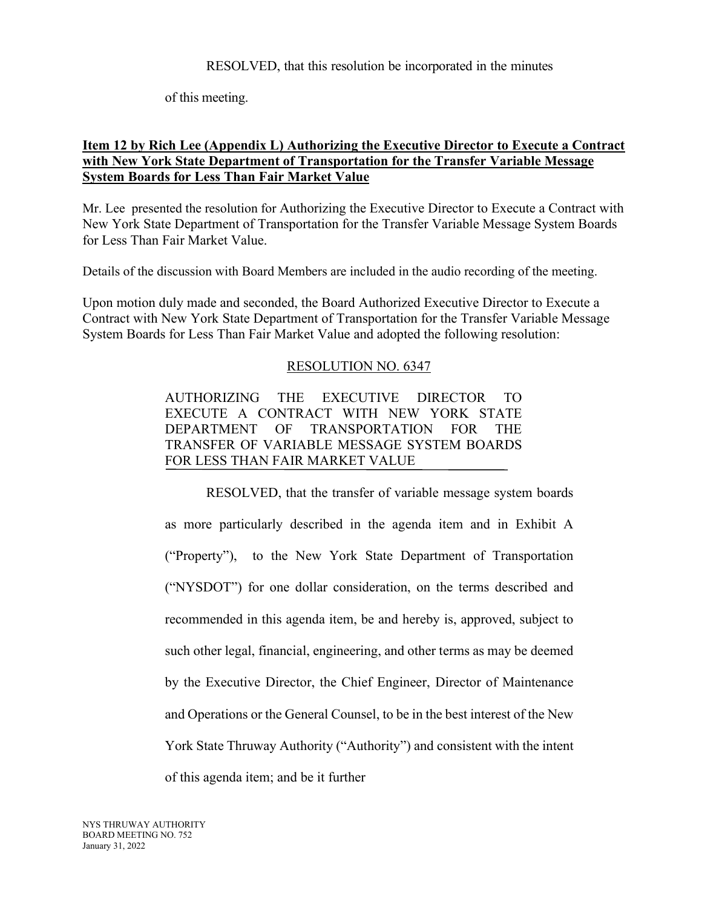RESOLVED, that this resolution be incorporated in the minutes of this meeting.

**Item 12 by Rich Lee (Appendix L) Authorizing the Executive Director to Execute a Contract with New York State Department of Transportation for the Transfer Variable Message System Boards for Less Than Fair Market Value**

Mr. Lee presented the resolution for Authorizing the Executive Director to Execute a Contract with New York State Department of Transportation for the Transfer Variable Message System Boards for Less Than Fair Market Value.

Details of the discussion with Board Members are included in the audio recording of the meeting.

Upon motion duly made and seconded, the Board Authorized Executive Director to Execute a Contract with New York State Department of Transportation for the Transfer Variable Message System Boards for Less Than Fair Market Value and adopted the following resolution:

RESOLUTION NO. 6347

AUTHORIZING THE EXECUTIVE DIRECTOR TO EXECUTE A CONTRACT WITH NEW YORK STATE DEPARTMENT OF TRANSPORTATION FOR THE TRANSFER OF VARIABLE MESSAGE SYSTEM BOARDS FOR LESS THAN FAIR MARKET VALUE

RESOLVED, that the transfer of variable message system boards as more particularly described in the agenda item and in Exhibit A ("Property"), to the New York State Department of Transportation ("NYSDOT") for one dollar consideration, on the terms described and recommended in this agenda item, be and hereby is, approved, subject to such other legal, financial, engineering, and other terms as may be deemed by the Executive Director, the Chief Engineer, Director of Maintenance and Operations or the General Counsel, to be in the best interest of the New York State Thruway Authority ("Authority") and consistent with the intent of this agenda item; and be it further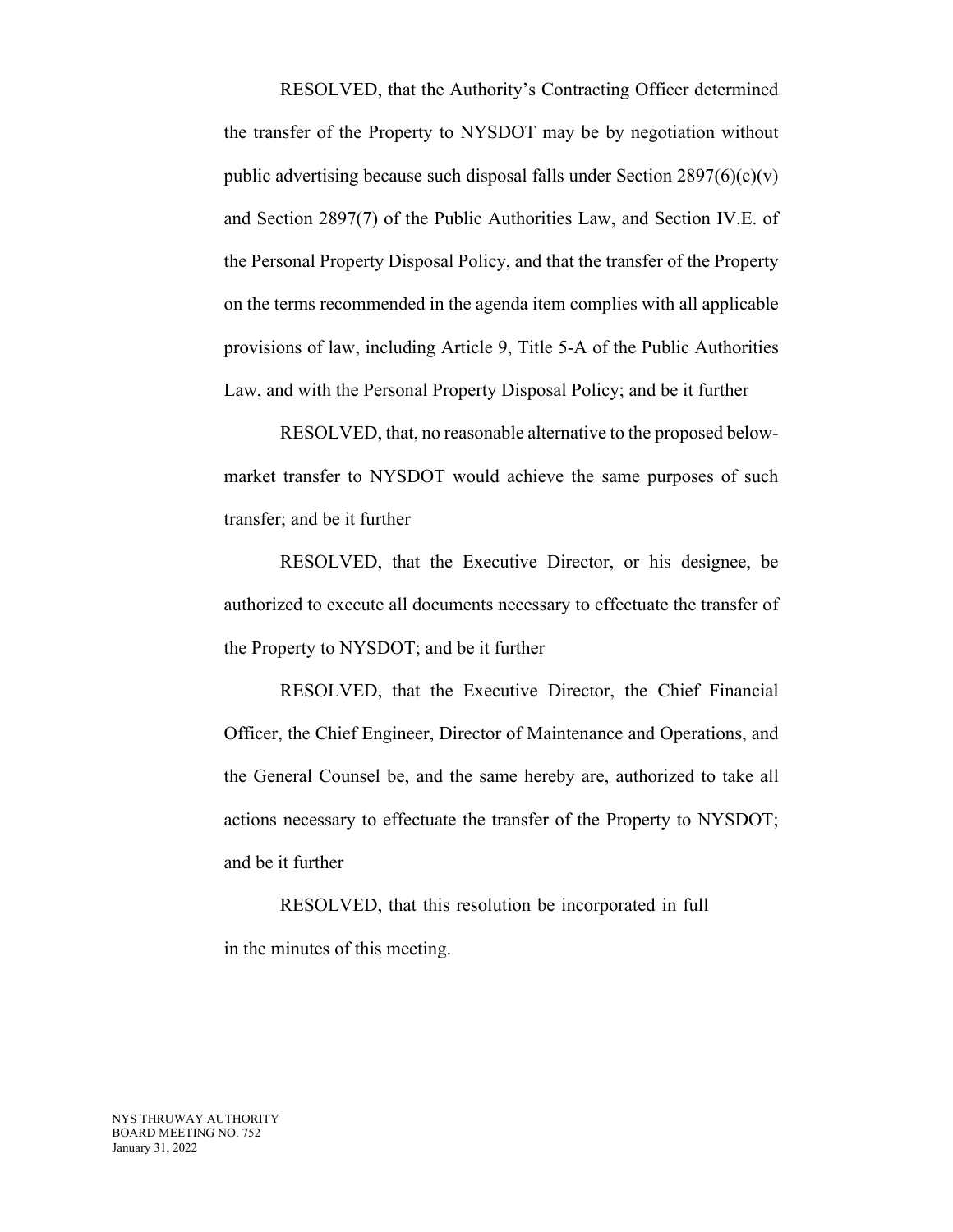RESOLVED, that the Authority's Contracting Officer determined the transfer of the Property to NYSDOT may be by negotiation without public advertising because such disposal falls under Section 2897(6)(c)(v) and Section 2897(7) of the Public Authorities Law, and Section IV.E. of the Personal Property Disposal Policy, and that the transfer of the Property on the terms recommended in the agenda item complies with all applicable provisions of law, including Article 9, Title 5-A of the Public Authorities Law, and with the Personal Property Disposal Policy; and be it further

RESOLVED, that, no reasonable alternative to the proposed below-market transfer to NYSDOT would achieve the same purposes of such transfer; and be it further

RESOLVED, that the Executive Director, or his designee, be authorized to execute all documents necessary to effectuate the transfer of the Property to NYSDOT; and be it further

RESOLVED, that the Executive Director, the Chief Financial Officer, the Chief Engineer, Director of Maintenance and Operations, and the General Counsel be, and the same hereby are, authorized to take all actions necessary to effectuate the transfer of the Property to NYSDOT; and be it further

RESOLVED, that this resolution be incorporated in full in the minutes of this meeting.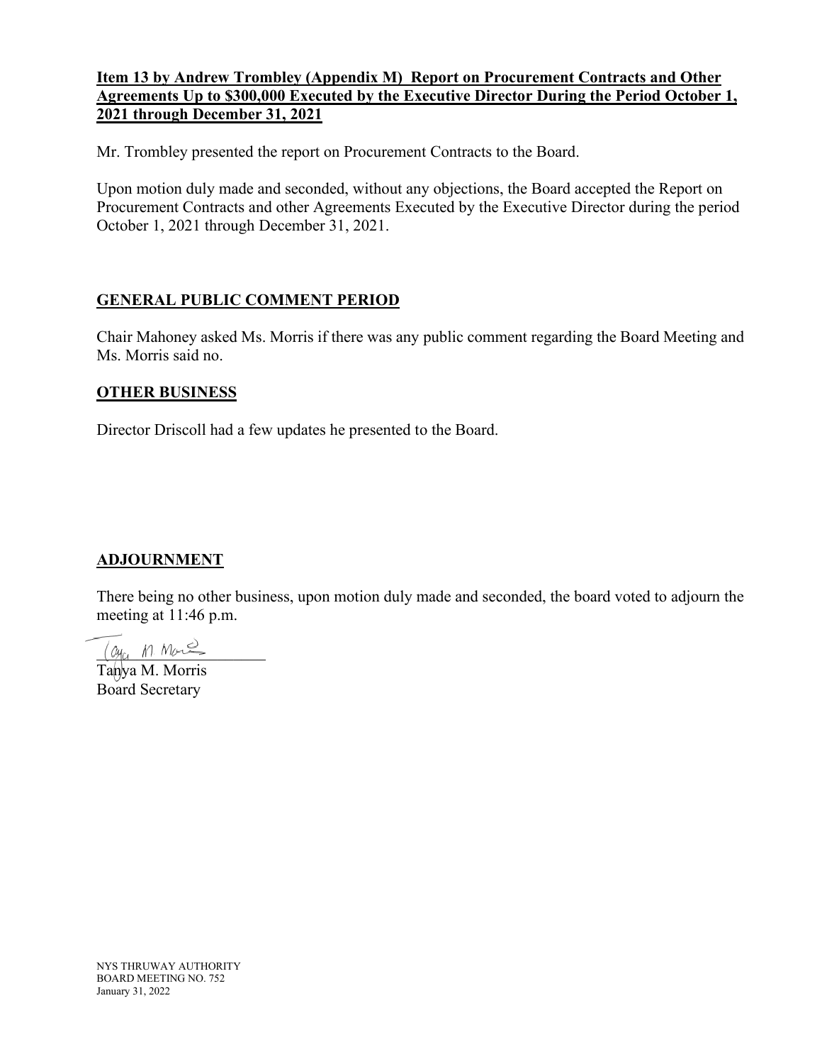**Item 13 by Andrew Trombley (Appendix M) Report on Procurement Contracts and Other Agreements Up to $300,000 Executed by the Executive Director During the Period October 1, 2021 through December 31, 2021**

Mr. Trombley presented the report on Procurement Contracts to the Board.

Upon motion duly made and seconded, without any objections, the Board accepted the Report on Procurement Contracts and other Agreements Executed by the Executive Director during the period October 1, 2021 through December 31, 2021.

**GENERAL PUBLIC COMMENT PERIOD**

Chair Mahoney asked Ms. Morris if there was any public comment regarding the Board Meeting and Ms. Morris said no.

**OTHER BUSINESS**

Director Driscoll had a few updates he presented to the Board.

**ADJOURNMENT**

There being no other business, upon motion duly made and seconded, the board voted to adjourn the meeting at 11:46 p.m.

Tanya M. Morris
Board Secretary

NYS THRUWAY AUTHORITY
BOARD MEETING NO. 752
January 31, 2022